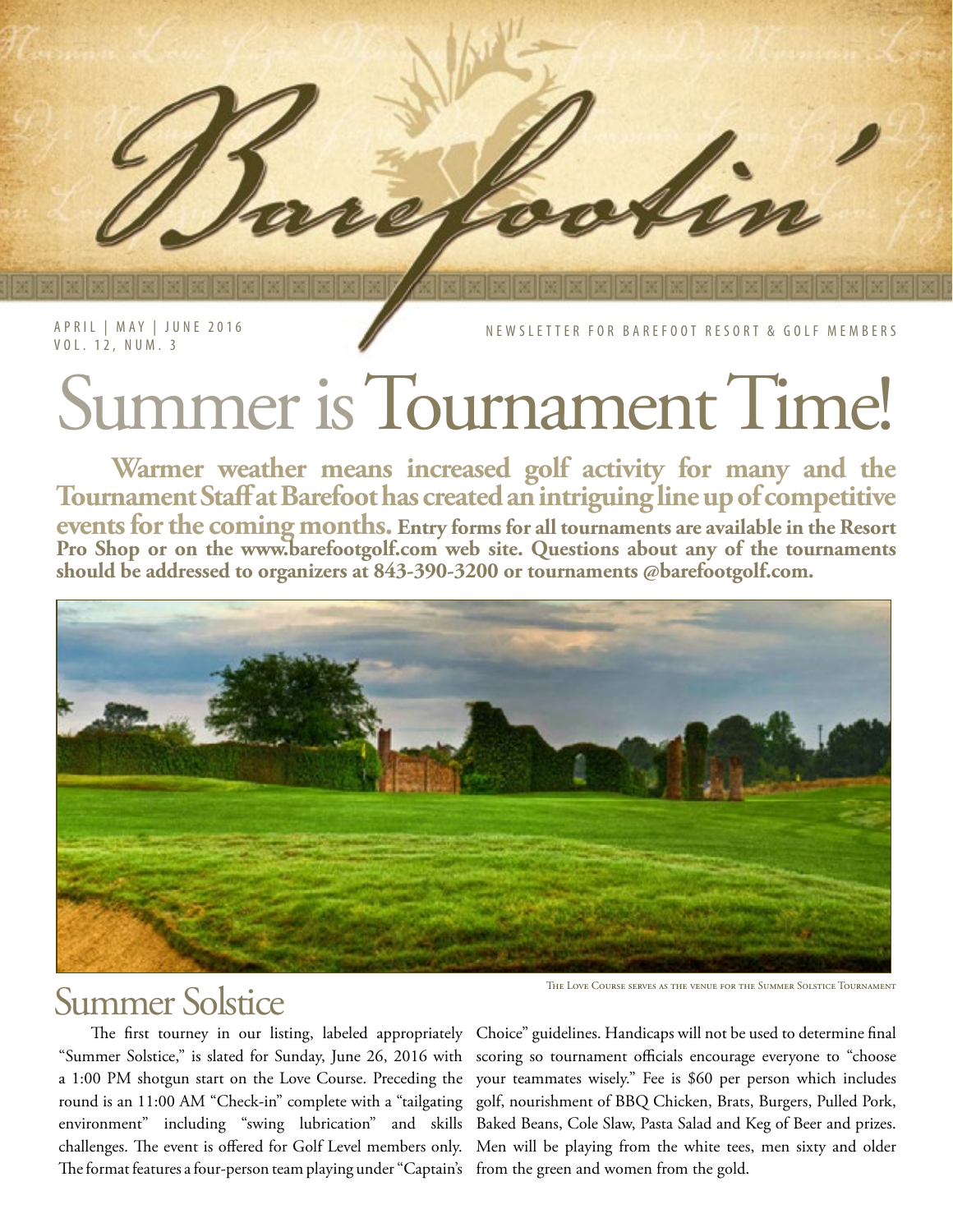# Barefootin'

APRIL | MAY | JUNE 2016
VOL. 12, NUM. 3

NEWSLETTER FOR BAREFOOT RESORT & GOLF MEMBERS

# Summer is Tournament Time!

**Warmer weather means increased golf activity for many and the Tournament Staff at Barefoot has created an intriguing line up of competitive events for the coming months. Entry forms for all tournaments are available in the Resort Pro Shop or on the www.barefootgolf.com web site. Questions about any of the tournaments should be addressed to organizers at 843-390-3200 or tournaments @barefootgolf.com.**

The Love Course serves as the venue for the Summer Solstice Tournament

## Summer Solstice

The first tourney in our listing, labeled appropriately "Summer Solstice," is slated for Sunday, June 26, 2016 with a 1:00 PM shotgun start on the Love Course. Preceding the round is an 11:00 AM "Check-in" complete with a "tailgating environment" including "swing lubrication" and skills challenges. The event is offered for Golf Level members only. The format features a four-person team playing under "Captain's Choice" guidelines. Handicaps will not be used to determine final scoring so tournament officials encourage everyone to "choose your teammates wisely." Fee is $60 per person which includes golf, nourishment of BBQ Chicken, Brats, Burgers, Pulled Pork, Baked Beans, Cole Slaw, Pasta Salad and Keg of Beer and prizes. Men will be playing from the white tees, men sixty and older from the green and women from the gold.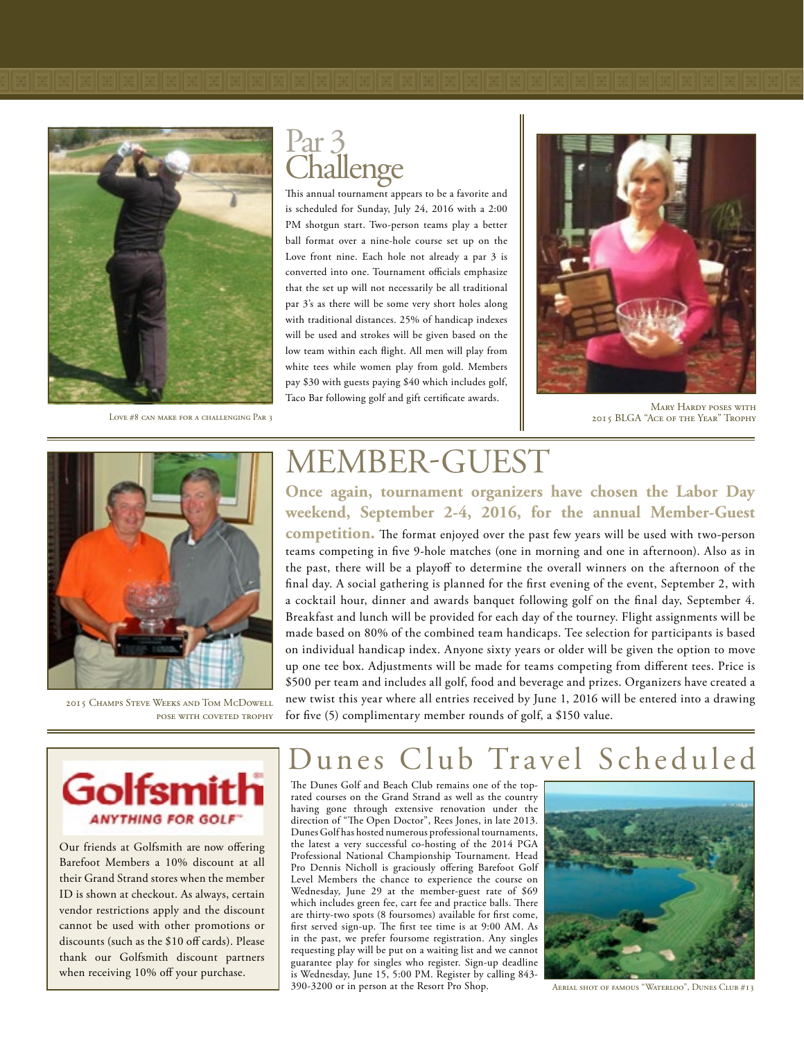Love #8 can make for a challenging Par 3

## Par 3 Challenge

This annual tournament appears to be a favorite and is scheduled for Sunday, July 24, 2016 with a 2:00 PM shotgun start. Two-person teams play a better ball format over a nine-hole course set up on the Love front nine. Each hole not already a par 3 is converted into one. Tournament officials emphasize that the set up will not necessarily be all traditional par 3's as there will be some very short holes along with traditional distances. 25% of handicap indexes will be used and strokes will be given based on the low team within each flight. All men will play from white tees while women play from gold. Members pay $30 with guests paying $40 which includes golf, Taco Bar following golf and gift certificate awards.

Mary Hardy poses with 2015 BLGA "Ace of the Year" Trophy

## MEMBER-GUEST

**Once again, tournament organizers have chosen the Labor Day weekend, September 2-4, 2016, for the annual Member-Guest competition.** The format enjoyed over the past few years will be used with two-person teams competing in five 9-hole matches (one in morning and one in afternoon). Also as in the past, there will be a playoff to determine the overall winners on the afternoon of the final day. A social gathering is planned for the first evening of the event, September 2, with a cocktail hour, dinner and awards banquet following golf on the final day, September 4. Breakfast and lunch will be provided for each day of the tourney. Flight assignments will be made based on 80% of the combined team handicaps. Tee selection for participants is based on individual handicap index. Anyone sixty years or older will be given the option to move up one tee box. Adjustments will be made for teams competing from different tees. Price is $500 per team and includes all golf, food and beverage and prizes. Organizers have created a new twist this year where all entries received by June 1, 2016 will be entered into a drawing for five (5) complimentary member rounds of golf, a $150 value.

2015 Champs Steve Weeks and Tom McDowell pose with coveted trophy

**Golfsmith** ANYTHING FOR GOLF

Our friends at Golfsmith are now offering Barefoot Members a 10% discount at all their Grand Strand stores when the member ID is shown at checkout. As always, certain vendor restrictions apply and the discount cannot be used with other promotions or discounts (such as the $10 off cards). Please thank our Golfsmith discount partners when receiving 10% off your purchase.

## Dunes Club Travel Scheduled

The Dunes Golf and Beach Club remains one of the top-rated courses on the Grand Strand as well as the country having gone through extensive renovation under the direction of "The Open Doctor", Rees Jones, in late 2013. Dunes Golf has hosted numerous professional tournaments, the latest a very successful co-hosting of the 2014 PGA Professional National Championship Tournament. Head Pro Dennis Nicholl is graciously offering Barefoot Golf Level Members the chance to experience the course on Wednesday, June 29 at the member-guest rate of $69 which includes green fee, cart fee and practice balls. There are thirty-two spots (8 foursomes) available for first come, first served sign-up. The first tee time is at 9:00 AM. As in the past, we prefer foursome registration. Any singles requesting play will be put on a waiting list and we cannot guarantee play for singles who register. Sign-up deadline is Wednesday, June 15, 5:00 PM. Register by calling 843-390-3200 or in person at the Resort Pro Shop.

Aerial shot of famous "Waterloo", Dunes Club #13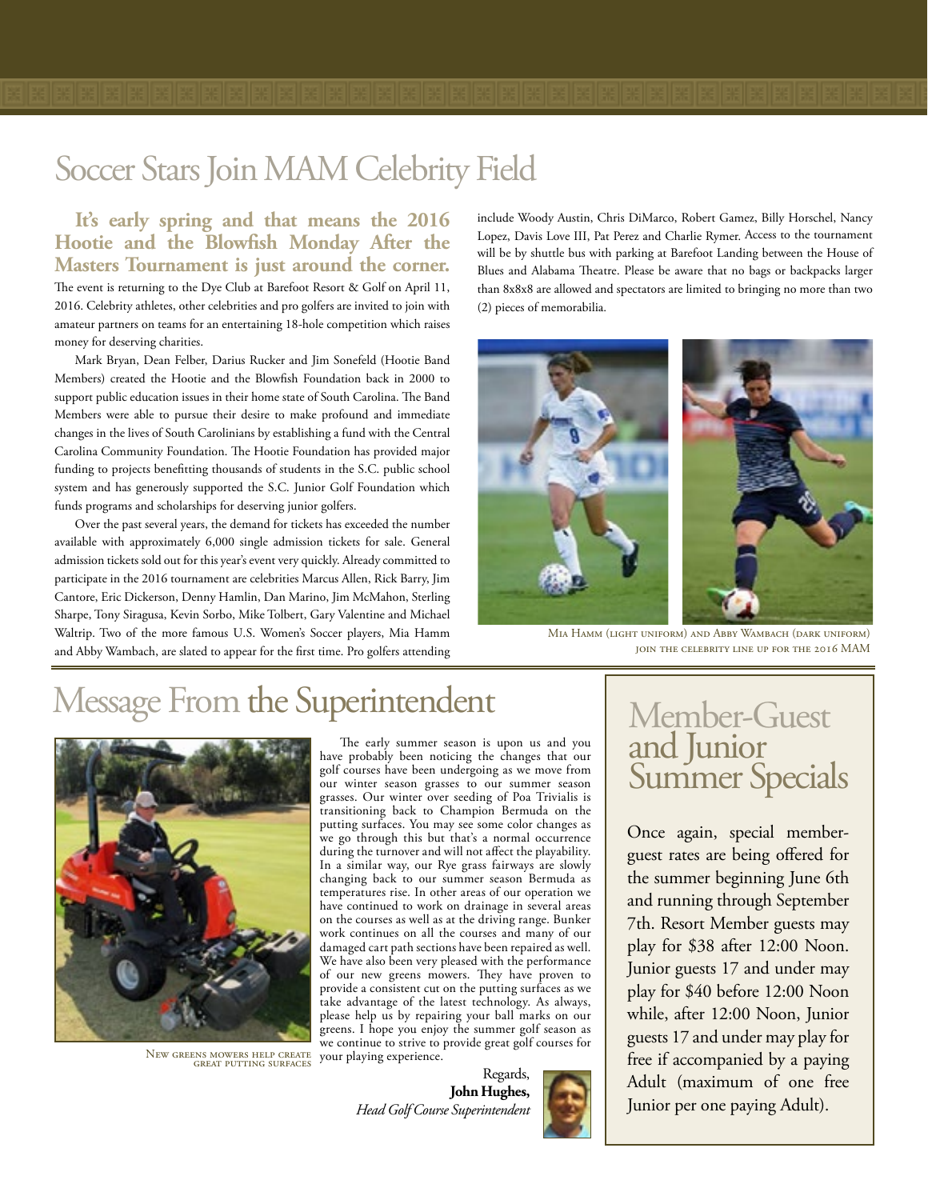# Soccer Stars Join MAM Celebrity Field

**It's early spring and that means the 2016 Hootie and the Blowfish Monday After the Masters Tournament is just around the corner.** The event is returning to the Dye Club at Barefoot Resort & Golf on April 11, 2016. Celebrity athletes, other celebrities and pro golfers are invited to join with amateur partners on teams for an entertaining 18-hole competition which raises money for deserving charities.

Mark Bryan, Dean Felber, Darius Rucker and Jim Sonefeld (Hootie Band Members) created the Hootie and the Blowfish Foundation back in 2000 to support public education issues in their home state of South Carolina. The Band Members were able to pursue their desire to make profound and immediate changes in the lives of South Carolinians by establishing a fund with the Central Carolina Community Foundation. The Hootie Foundation has provided major funding to projects benefitting thousands of students in the S.C. public school system and has generously supported the S.C. Junior Golf Foundation which funds programs and scholarships for deserving junior golfers.

Over the past several years, the demand for tickets has exceeded the number available with approximately 6,000 single admission tickets for sale. General admission tickets sold out for this year's event very quickly. Already committed to participate in the 2016 tournament are celebrities Marcus Allen, Rick Barry, Jim Cantore, Eric Dickerson, Denny Hamlin, Dan Marino, Jim McMahon, Sterling Sharpe, Tony Siragusa, Kevin Sorbo, Mike Tolbert, Gary Valentine and Michael Waltrip. Two of the more famous U.S. Women's Soccer players, Mia Hamm and Abby Wambach, are slated to appear for the first time. Pro golfers attending include Woody Austin, Chris DiMarco, Robert Gamez, Billy Horschel, Nancy Lopez, Davis Love III, Pat Perez and Charlie Rymer. Access to the tournament will be by shuttle bus with parking at Barefoot Landing between the House of Blues and Alabama Theatre. Please be aware that no bags or backpacks larger than 8x8x8 are allowed and spectators are limited to bringing no more than two (2) pieces of memorabilia.

Mia Hamm (light uniform) and Abby Wambach (dark uniform) join the celebrity line up for the 2016 MAM

# Message From the Superintendent

New greens mowers help create great putting surfaces

The early summer season is upon us and you have probably been noticing the changes that our golf courses have been undergoing as we move from our winter season grasses to our summer season grasses. Our winter over seeding of Poa Trivialis is transitioning back to Champion Bermuda on the putting surfaces. You may see some color changes as we go through this but that's a normal occurrence during the turnover and will not affect the playability. In a similar way, our Rye grass fairways are slowly changing back to our summer season Bermuda as temperatures rise. In other areas of our operation we have continued to work on drainage in several areas on the courses as well as at the driving range. Bunker work continues on all the courses and many of our damaged cart path sections have been repaired as well. We have also been very pleased with the performance of our new greens mowers. They have proven to provide a consistent cut on the putting surfaces as we take advantage of the latest technology. As always, please help us by repairing your ball marks on our greens. I hope you enjoy the summer golf season as we continue to strive to provide great golf courses for your playing experience.

Regards,
**John Hughes,**
*Head Golf Course Superintendent*

# Member-Guest and Junior Summer Specials

Once again, special member-guest rates are being offered for the summer beginning June 6th and running through September 7th. Resort Member guests may play for $38 after 12:00 Noon. Junior guests 17 and under may play for $40 before 12:00 Noon while, after 12:00 Noon, Junior guests 17 and under may play for free if accompanied by a paying Adult (maximum of one free Junior per one paying Adult).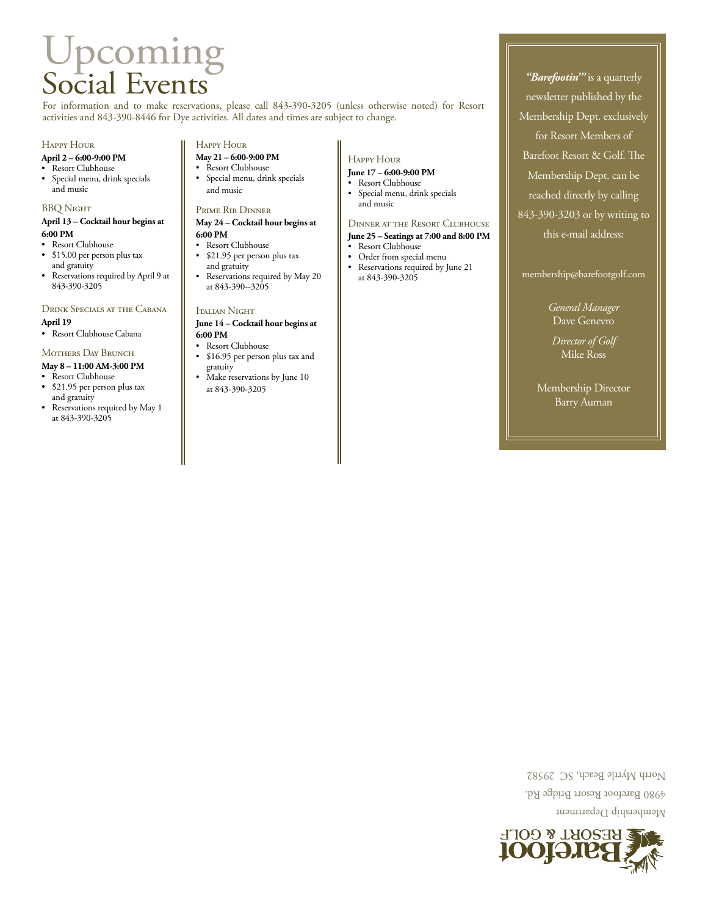# Upcoming Social Events

For information and to make reservations, please call 843-390-3205 (unless otherwise noted) for Resort activities and 843-390-8446 for Dye activities. All dates and times are subject to change.

### Happy Hour

**April 2 – 6:00-9:00 PM**

- Resort Clubhouse
- Special menu, drink specials and music

### BBQ Night

**April 13 – Cocktail hour begins at 6:00 PM**

- Resort Clubhouse
- $15.00 per person plus tax and gratuity
- Reservations required by April 9 at 843-390-3205

### Drink Specials at the Cabana

**April 19**

- Resort Clubhouse Cabana

### Mothers Day Brunch

**May 8 – 11:00 AM-3:00 PM**

- Resort Clubhouse
- $21.95 per person plus tax and gratuity
- Reservations required by May 1 at 843-390-3205

### Happy Hour

**May 21 – 6:00-9:00 PM**

- Resort Clubhouse
- Special menu, drink specials and music

### Prime Rib Dinner

**May 24 – Cocktail hour begins at 6:00 PM**

- Resort Clubhouse
- $21.95 per person plus tax and gratuity
- Reservations required by May 20 at 843-390--3205

### Italian Night

**June 14 – Cocktail hour begins at 6:00 PM**

- Resort Clubhouse
- $16.95 per person plus tax and gratuity
- Make reservations by June 10 at 843-390-3205

### Happy Hour

**June 17 – 6:00-9:00 PM**

- Resort Clubhouse
- Special menu, drink specials and music

### Dinner at the Resort Clubhouse

**June 25 – Seatings at 7:00 and 8:00 PM**

- Resort Clubhouse
- Order from special menu
- Reservations required by June 21 at 843-390-3205

***"Barefootin'"*** is a quarterly newsletter published by the Membership Dept. exclusively for Resort Members of Barefoot Resort & Golf. The Membership Dept. can be reached directly by calling 843-390-3203 or by writing to this e-mail address:

membership@barefootgolf.com

*General Manager*
Dave Genevro

*Director of Golf*
Mike Ross

Membership Director
Barry Auman

Barefoot Resort & Golf
Membership Department
4980 Barefoot Resort Bridge Rd.
North Myrtle Beach, SC 29582